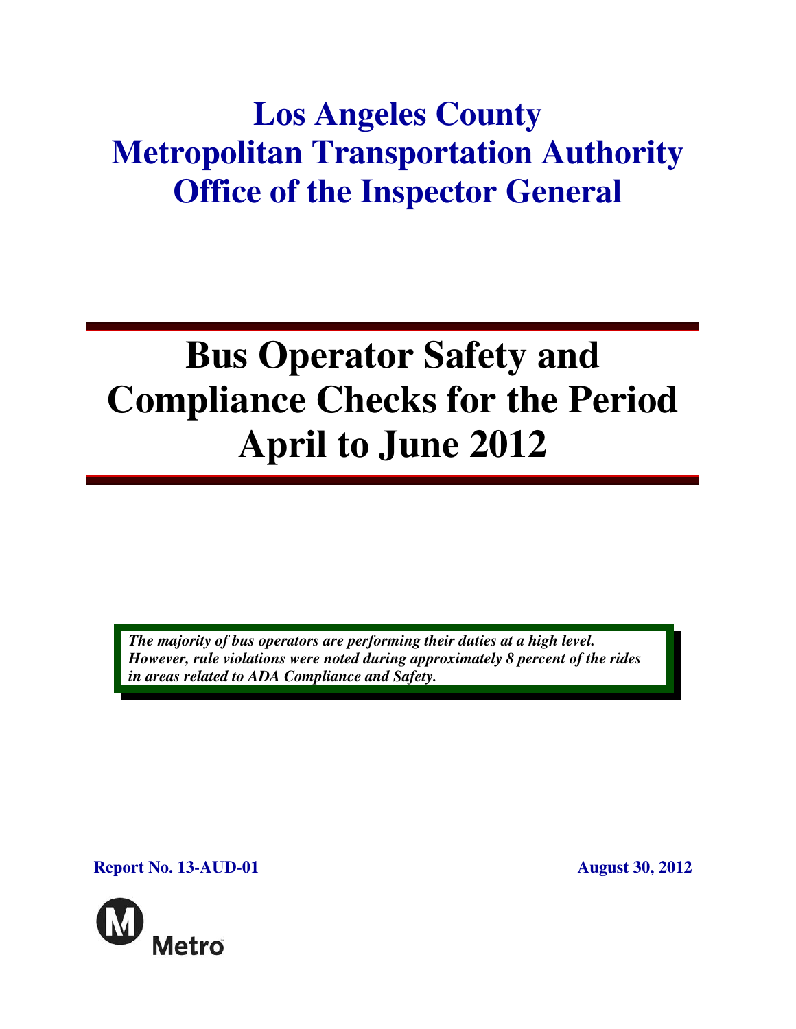# Los Angeles County Metropolitan Transportation Authority Office of the Inspector General

# Bus Operator Safety and Compliance Checks for the Period April to June 2012

***The majority of bus operators are performing their duties at a high level. However, rule violations were noted during approximately 8 percent of the rides in areas related to ADA Compliance and Safety.***

**Report No. 13-AUD-01** **August 30, 2012**

Metro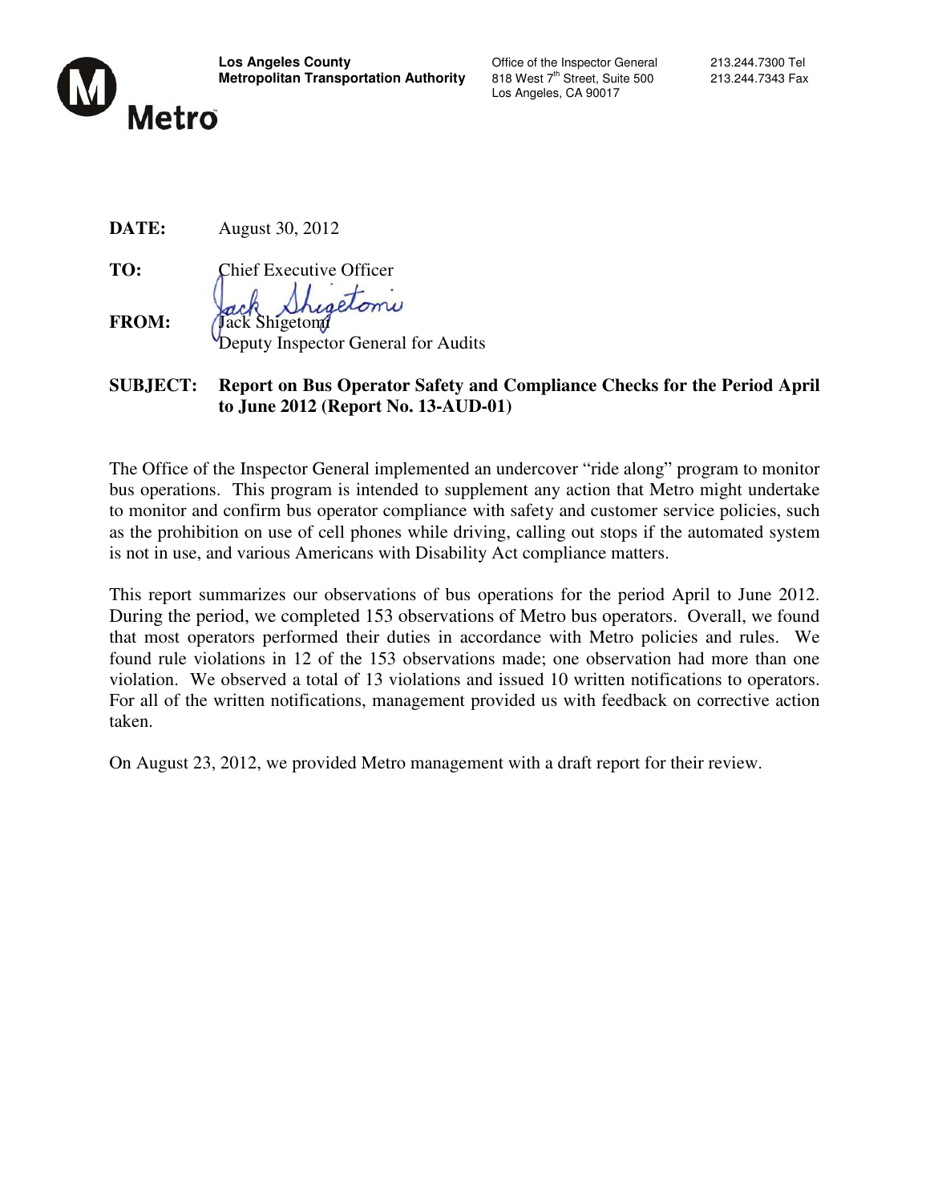**Los Angeles County Metropolitan Transportation Authority**

Office of the Inspector General
818 West 7th Street, Suite 500
Los Angeles, CA 90017

213.244.7300 Tel
213.244.7343 Fax

Metro

**DATE:** August 30, 2012

**TO:** Chief Executive Officer

**FROM:** Jack Shigetomi
Deputy Inspector General for Audits

**SUBJECT: Report on Bus Operator Safety and Compliance Checks for the Period April to June 2012 (Report No. 13-AUD-01)**

The Office of the Inspector General implemented an undercover "ride along" program to monitor bus operations. This program is intended to supplement any action that Metro might undertake to monitor and confirm bus operator compliance with safety and customer service policies, such as the prohibition on use of cell phones while driving, calling out stops if the automated system is not in use, and various Americans with Disability Act compliance matters.

This report summarizes our observations of bus operations for the period April to June 2012. During the period, we completed 153 observations of Metro bus operators. Overall, we found that most operators performed their duties in accordance with Metro policies and rules. We found rule violations in 12 of the 153 observations made; one observation had more than one violation. We observed a total of 13 violations and issued 10 written notifications to operators. For all of the written notifications, management provided us with feedback on corrective action taken.

On August 23, 2012, we provided Metro management with a draft report for their review.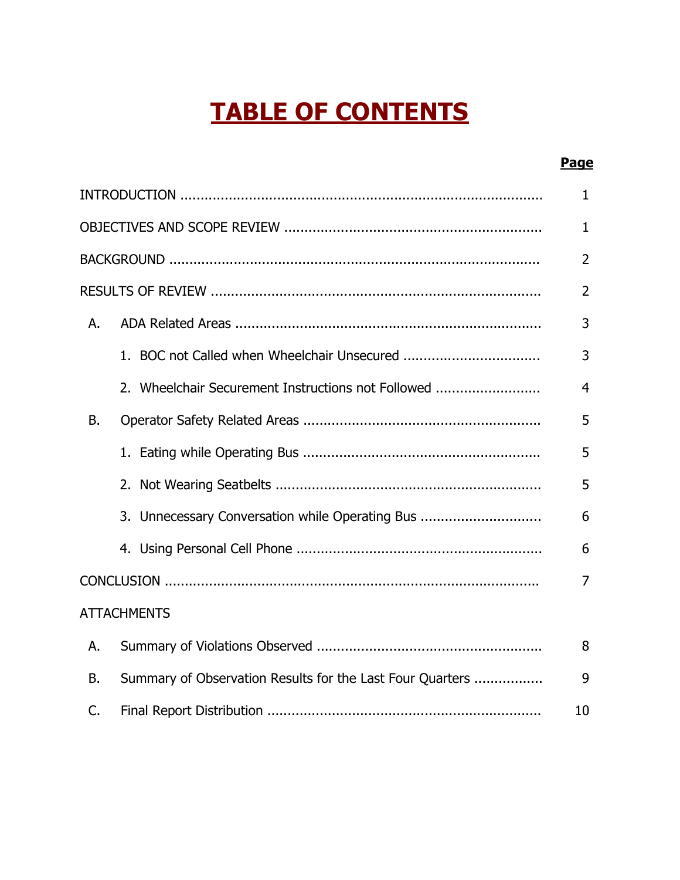# TABLE OF CONTENTS

| | Page |
|---|---|
| INTRODUCTION | 1 |
| OBJECTIVES AND SCOPE REVIEW | 1 |
| BACKGROUND | 2 |
| RESULTS OF REVIEW | 2 |
| A. ADA Related Areas | 3 |
| 1. BOC not Called when Wheelchair Unsecured | 3 |
| 2. Wheelchair Securement Instructions not Followed | 4 |
| B. Operator Safety Related Areas | 5 |
| 1. Eating while Operating Bus | 5 |
| 2. Not Wearing Seatbelts | 5 |
| 3. Unnecessary Conversation while Operating Bus | 6 |
| 4. Using Personal Cell Phone | 6 |
| CONCLUSION | 7 |
| ATTACHMENTS | |
| A. Summary of Violations Observed | 8 |
| B. Summary of Observation Results for the Last Four Quarters | 9 |
| C. Final Report Distribution | 10 |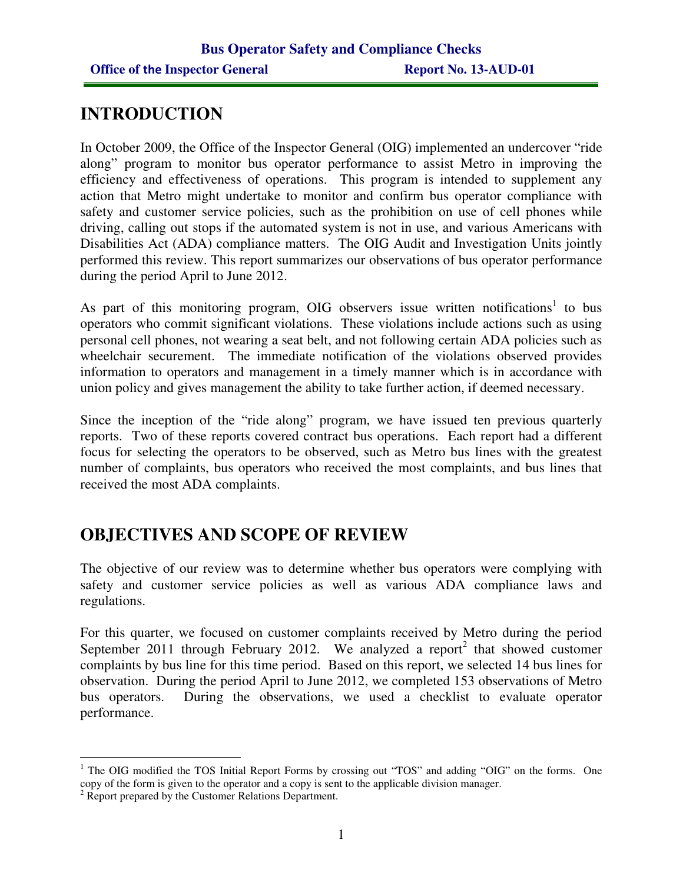## INTRODUCTION

In October 2009, the Office of the Inspector General (OIG) implemented an undercover "ride along" program to monitor bus operator performance to assist Metro in improving the efficiency and effectiveness of operations. This program is intended to supplement any action that Metro might undertake to monitor and confirm bus operator compliance with safety and customer service policies, such as the prohibition on use of cell phones while driving, calling out stops if the automated system is not in use, and various Americans with Disabilities Act (ADA) compliance matters. The OIG Audit and Investigation Units jointly performed this review. This report summarizes our observations of bus operator performance during the period April to June 2012.

As part of this monitoring program, OIG observers issue written notifications[1] to bus operators who commit significant violations. These violations include actions such as using personal cell phones, not wearing a seat belt, and not following certain ADA policies such as wheelchair securement. The immediate notification of the violations observed provides information to operators and management in a timely manner which is in accordance with union policy and gives management the ability to take further action, if deemed necessary.

Since the inception of the "ride along" program, we have issued ten previous quarterly reports. Two of these reports covered contract bus operations. Each report had a different focus for selecting the operators to be observed, such as Metro bus lines with the greatest number of complaints, bus operators who received the most complaints, and bus lines that received the most ADA complaints.

## OBJECTIVES AND SCOPE OF REVIEW

The objective of our review was to determine whether bus operators were complying with safety and customer service policies as well as various ADA compliance laws and regulations.

For this quarter, we focused on customer complaints received by Metro during the period September 2011 through February 2012. We analyzed a report[2] that showed customer complaints by bus line for this time period. Based on this report, we selected 14 bus lines for observation. During the period April to June 2012, we completed 153 observations of Metro bus operators. During the observations, we used a checklist to evaluate operator performance.

---

[1] The OIG modified the TOS Initial Report Forms by crossing out "TOS" and adding "OIG" on the forms. One copy of the form is given to the operator and a copy is sent to the applicable division manager.

[2] Report prepared by the Customer Relations Department.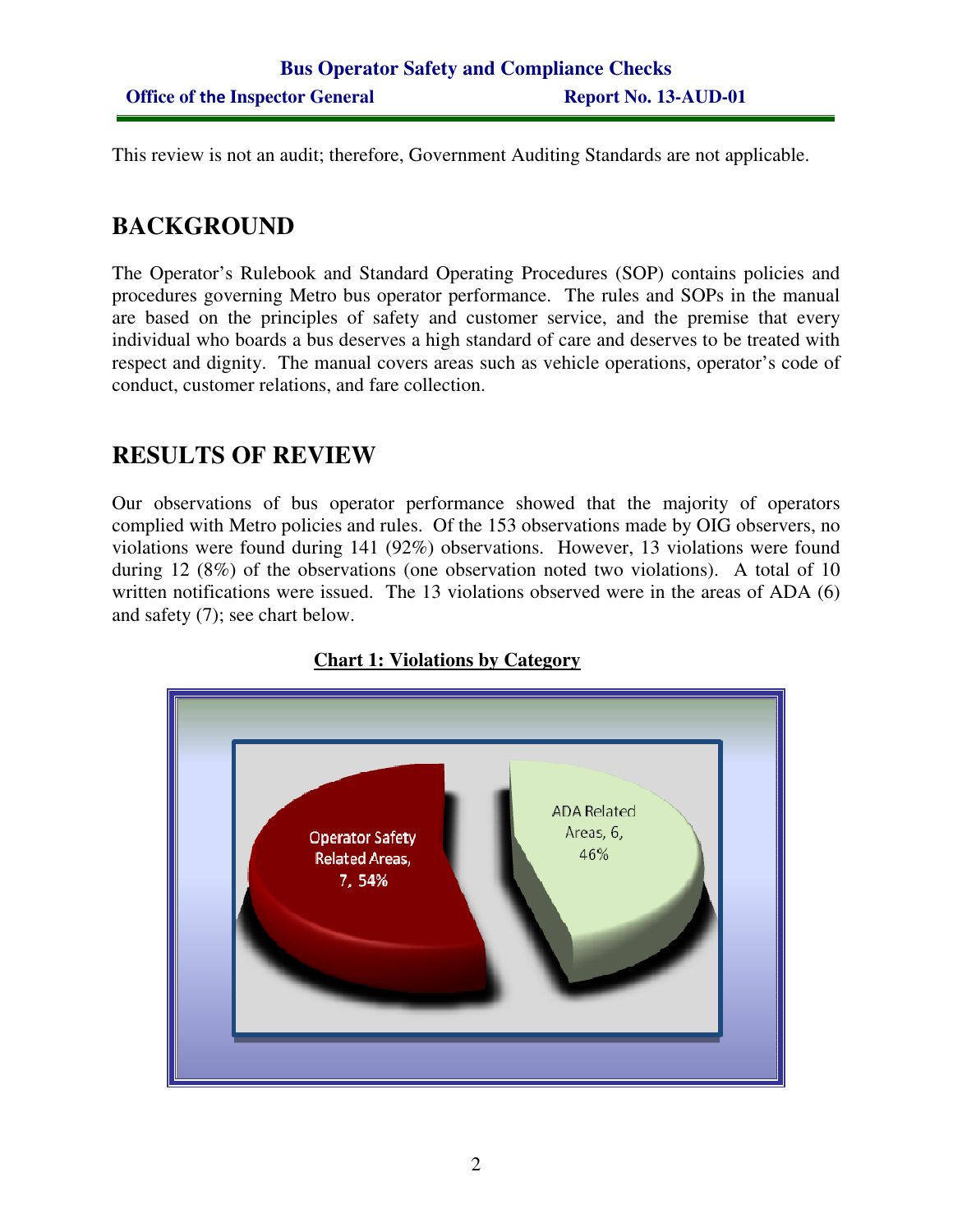This review is not an audit; therefore, Government Auditing Standards are not applicable.

## BACKGROUND

The Operator's Rulebook and Standard Operating Procedures (SOP) contains policies and procedures governing Metro bus operator performance. The rules and SOPs in the manual are based on the principles of safety and customer service, and the premise that every individual who boards a bus deserves a high standard of care and deserves to be treated with respect and dignity. The manual covers areas such as vehicle operations, operator's code of conduct, customer relations, and fare collection.

## RESULTS OF REVIEW

Our observations of bus operator performance showed that the majority of operators complied with Metro policies and rules. Of the 153 observations made by OIG observers, no violations were found during 141 (92%) observations. However, 13 violations were found during 12 (8%) of the observations (one observation noted two violations). A total of 10 written notifications were issued. The 13 violations observed were in the areas of ADA (6) and safety (7); see chart below.

**Chart 1: Violations by Category**

Operator Safety Related Areas, 7, 54%

ADA Related Areas, 6, 46%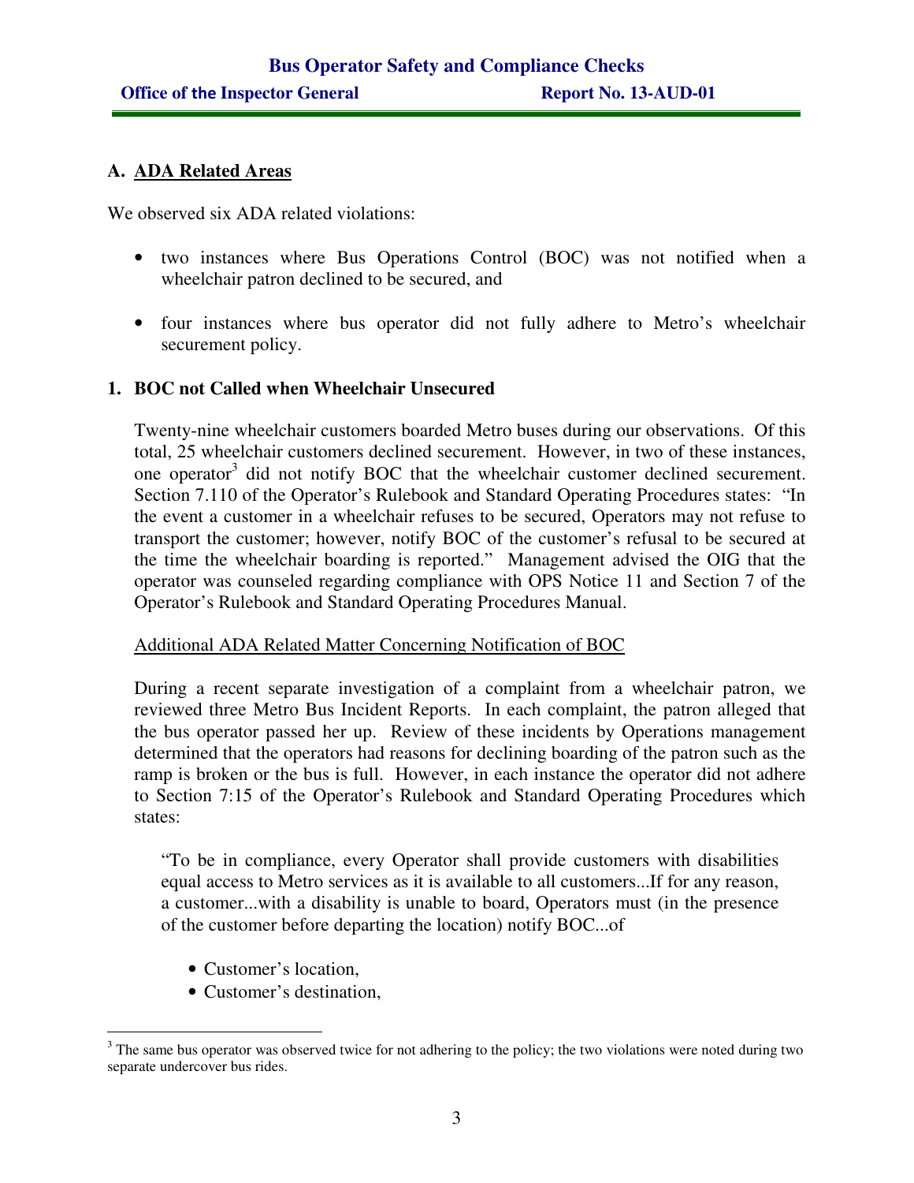## A. ADA Related Areas

We observed six ADA related violations:

- two instances where Bus Operations Control (BOC) was not notified when a wheelchair patron declined to be secured, and
- four instances where bus operator did not fully adhere to Metro's wheelchair securement policy.

### 1. BOC not Called when Wheelchair Unsecured

Twenty-nine wheelchair customers boarded Metro buses during our observations. Of this total, 25 wheelchair customers declined securement. However, in two of these instances, one operator[3] did not notify BOC that the wheelchair customer declined securement. Section 7.110 of the Operator's Rulebook and Standard Operating Procedures states: "In the event a customer in a wheelchair refuses to be secured, Operators may not refuse to transport the customer; however, notify BOC of the customer's refusal to be secured at the time the wheelchair boarding is reported." Management advised the OIG that the operator was counseled regarding compliance with OPS Notice 11 and Section 7 of the Operator's Rulebook and Standard Operating Procedures Manual.

<u>Additional ADA Related Matter Concerning Notification of BOC</u>

During a recent separate investigation of a complaint from a wheelchair patron, we reviewed three Metro Bus Incident Reports. In each complaint, the patron alleged that the bus operator passed her up. Review of these incidents by Operations management determined that the operators had reasons for declining boarding of the patron such as the ramp is broken or the bus is full. However, in each instance the operator did not adhere to Section 7:15 of the Operator's Rulebook and Standard Operating Procedures which states:

> "To be in compliance, every Operator shall provide customers with disabilities equal access to Metro services as it is available to all customers...If for any reason, a customer...with a disability is unable to board, Operators must (in the presence of the customer before departing the location) notify BOC...of
>
> - Customer's location,
> - Customer's destination,

[3] The same bus operator was observed twice for not adhering to the policy; the two violations were noted during two separate undercover bus rides.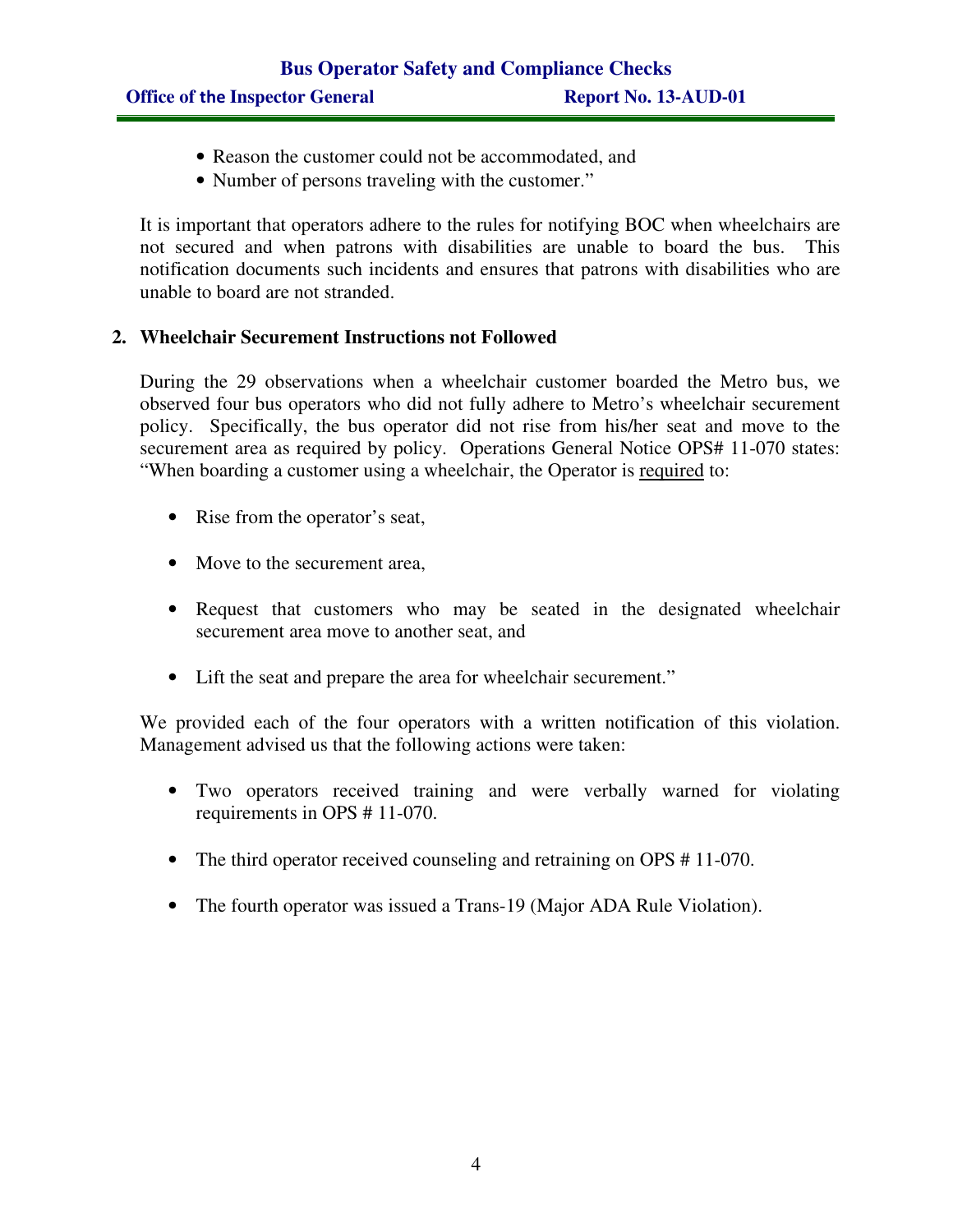- Reason the customer could not be accommodated, and
- Number of persons traveling with the customer."

It is important that operators adhere to the rules for notifying BOC when wheelchairs are not secured and when patrons with disabilities are unable to board the bus. This notification documents such incidents and ensures that patrons with disabilities who are unable to board are not stranded.

### 2. Wheelchair Securement Instructions not Followed

During the 29 observations when a wheelchair customer boarded the Metro bus, we observed four bus operators who did not fully adhere to Metro's wheelchair securement policy. Specifically, the bus operator did not rise from his/her seat and move to the securement area as required by policy. Operations General Notice OPS# 11-070 states: "When boarding a customer using a wheelchair, the Operator is <u>required</u> to:

- Rise from the operator's seat,
- Move to the securement area,
- Request that customers who may be seated in the designated wheelchair securement area move to another seat, and
- Lift the seat and prepare the area for wheelchair securement."

We provided each of the four operators with a written notification of this violation. Management advised us that the following actions were taken:

- Two operators received training and were verbally warned for violating requirements in OPS # 11-070.
- The third operator received counseling and retraining on OPS # 11-070.
- The fourth operator was issued a Trans-19 (Major ADA Rule Violation).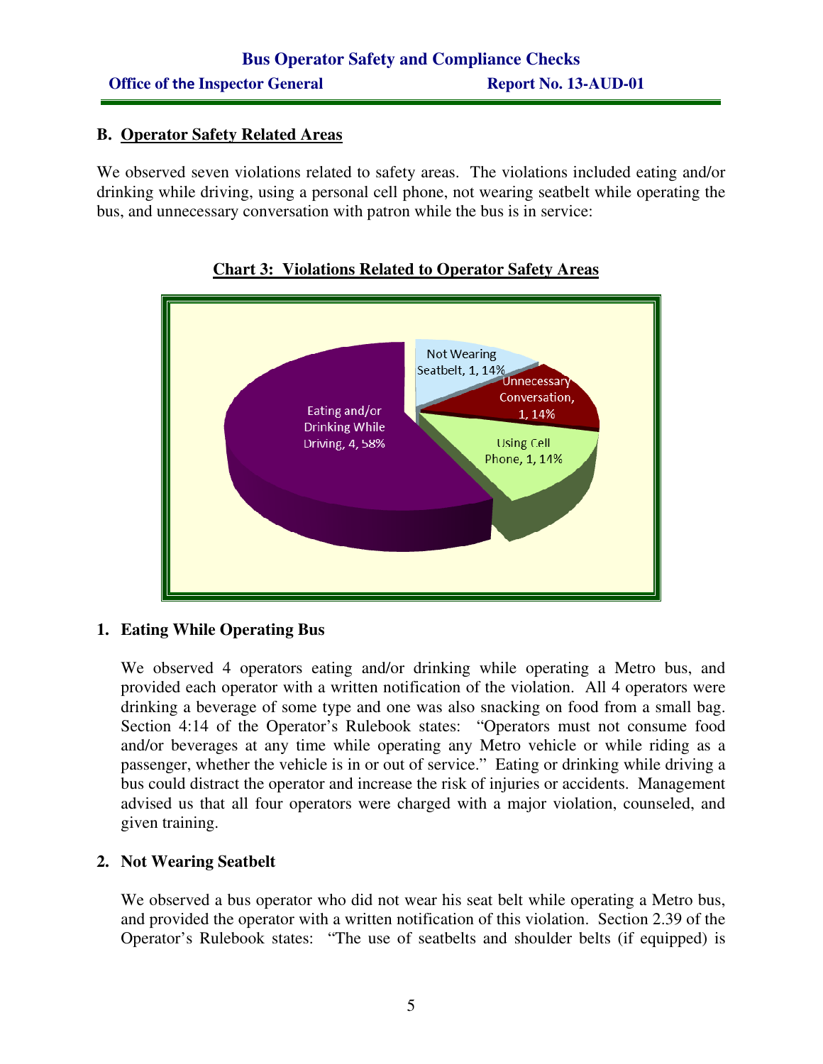## B. Operator Safety Related Areas

We observed seven violations related to safety areas. The violations included eating and/or drinking while driving, using a personal cell phone, not wearing seatbelt while operating the bus, and unnecessary conversation with patron while the bus is in service:

**Chart 3: Violations Related to Operator Safety Areas**

| Violation | Count | Percentage |
|---|---|---|
| Eating and/or Drinking While Driving | 4 | 58% |
| Not Wearing Seatbelt | 1 | 14% |
| Unnecessary Conversation | 1 | 14% |
| Using Cell Phone | 1 | 14% |

### 1. Eating While Operating Bus

We observed 4 operators eating and/or drinking while operating a Metro bus, and provided each operator with a written notification of the violation. All 4 operators were drinking a beverage of some type and one was also snacking on food from a small bag. Section 4:14 of the Operator's Rulebook states: "Operators must not consume food and/or beverages at any time while operating any Metro vehicle or while riding as a passenger, whether the vehicle is in or out of service." Eating or drinking while driving a bus could distract the operator and increase the risk of injuries or accidents. Management advised us that all four operators were charged with a major violation, counseled, and given training.

### 2. Not Wearing Seatbelt

We observed a bus operator who did not wear his seat belt while operating a Metro bus, and provided the operator with a written notification of this violation. Section 2.39 of the Operator's Rulebook states: "The use of seatbelts and shoulder belts (if equipped) is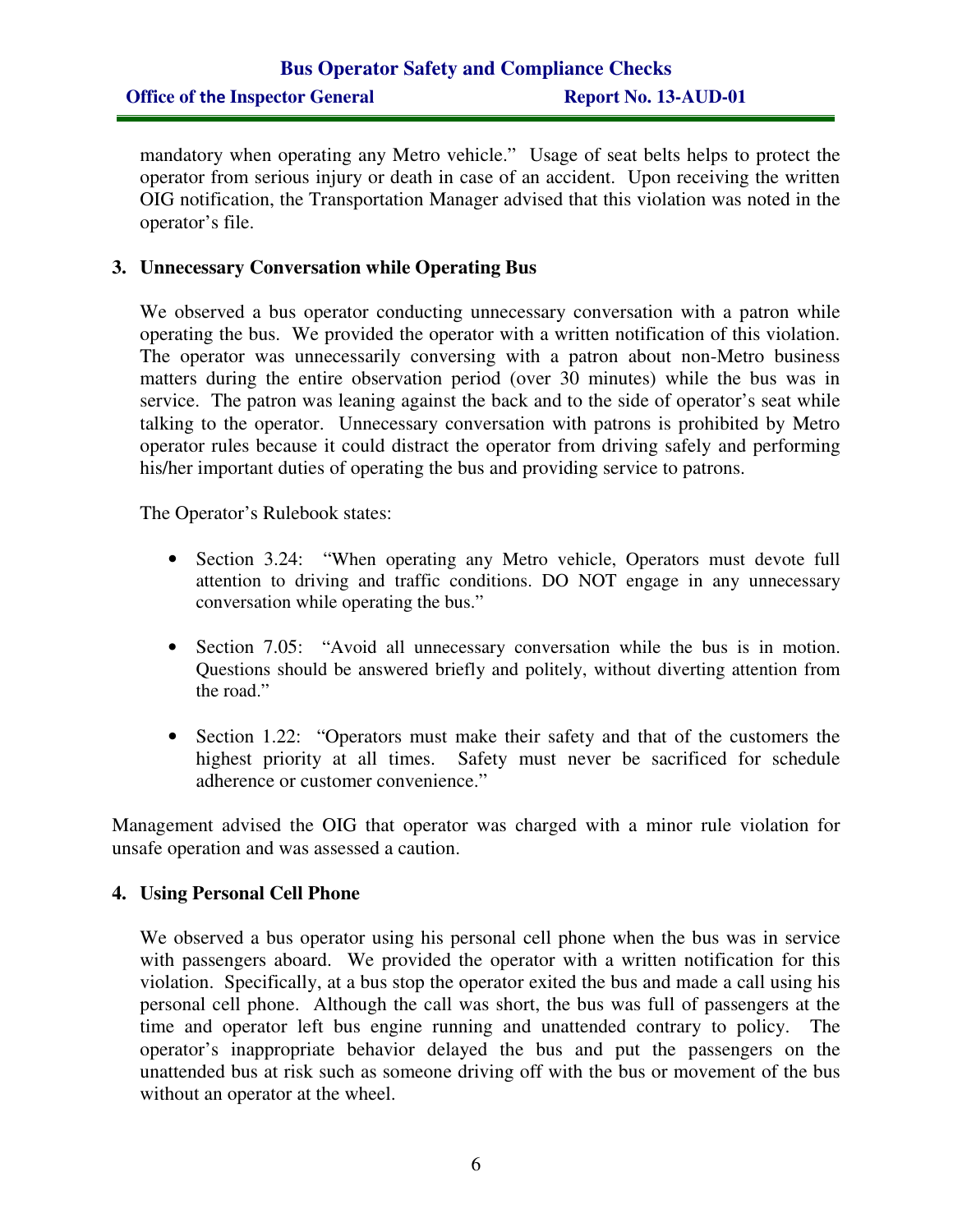mandatory when operating any Metro vehicle." Usage of seat belts helps to protect the operator from serious injury or death in case of an accident. Upon receiving the written OIG notification, the Transportation Manager advised that this violation was noted in the operator's file.

### 3. Unnecessary Conversation while Operating Bus

We observed a bus operator conducting unnecessary conversation with a patron while operating the bus. We provided the operator with a written notification of this violation. The operator was unnecessarily conversing with a patron about non-Metro business matters during the entire observation period (over 30 minutes) while the bus was in service. The patron was leaning against the back and to the side of operator's seat while talking to the operator. Unnecessary conversation with patrons is prohibited by Metro operator rules because it could distract the operator from driving safely and performing his/her important duties of operating the bus and providing service to patrons.

The Operator's Rulebook states:

- Section 3.24: "When operating any Metro vehicle, Operators must devote full attention to driving and traffic conditions. DO NOT engage in any unnecessary conversation while operating the bus."
- Section 7.05: "Avoid all unnecessary conversation while the bus is in motion. Questions should be answered briefly and politely, without diverting attention from the road."
- Section 1.22: "Operators must make their safety and that of the customers the highest priority at all times. Safety must never be sacrificed for schedule adherence or customer convenience."

Management advised the OIG that operator was charged with a minor rule violation for unsafe operation and was assessed a caution.

### 4. Using Personal Cell Phone

We observed a bus operator using his personal cell phone when the bus was in service with passengers aboard. We provided the operator with a written notification for this violation. Specifically, at a bus stop the operator exited the bus and made a call using his personal cell phone. Although the call was short, the bus was full of passengers at the time and operator left bus engine running and unattended contrary to policy. The operator's inappropriate behavior delayed the bus and put the passengers on the unattended bus at risk such as someone driving off with the bus or movement of the bus without an operator at the wheel.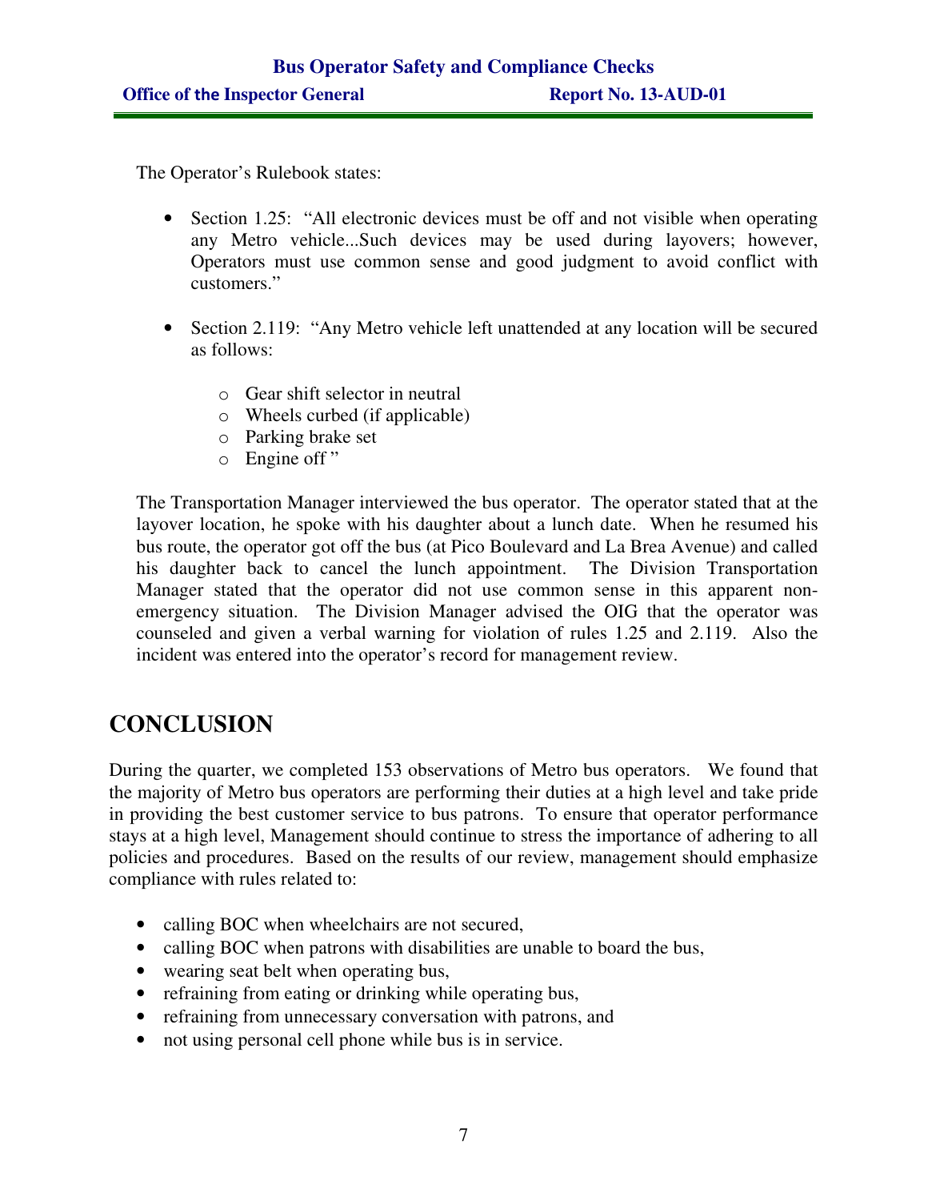The Operator's Rulebook states:

- Section 1.25: "All electronic devices must be off and not visible when operating any Metro vehicle...Such devices may be used during layovers; however, Operators must use common sense and good judgment to avoid conflict with customers."

- Section 2.119: "Any Metro vehicle left unattended at any location will be secured as follows:
  - Gear shift selector in neutral
  - Wheels curbed (if applicable)
  - Parking brake set
  - Engine off "

The Transportation Manager interviewed the bus operator. The operator stated that at the layover location, he spoke with his daughter about a lunch date. When he resumed his bus route, the operator got off the bus (at Pico Boulevard and La Brea Avenue) and called his daughter back to cancel the lunch appointment. The Division Transportation Manager stated that the operator did not use common sense in this apparent non-emergency situation. The Division Manager advised the OIG that the operator was counseled and given a verbal warning for violation of rules 1.25 and 2.119. Also the incident was entered into the operator's record for management review.

# CONCLUSION

During the quarter, we completed 153 observations of Metro bus operators. We found that the majority of Metro bus operators are performing their duties at a high level and take pride in providing the best customer service to bus patrons. To ensure that operator performance stays at a high level, Management should continue to stress the importance of adhering to all policies and procedures. Based on the results of our review, management should emphasize compliance with rules related to:

- calling BOC when wheelchairs are not secured,
- calling BOC when patrons with disabilities are unable to board the bus,
- wearing seat belt when operating bus,
- refraining from eating or drinking while operating bus,
- refraining from unnecessary conversation with patrons, and
- not using personal cell phone while bus is in service.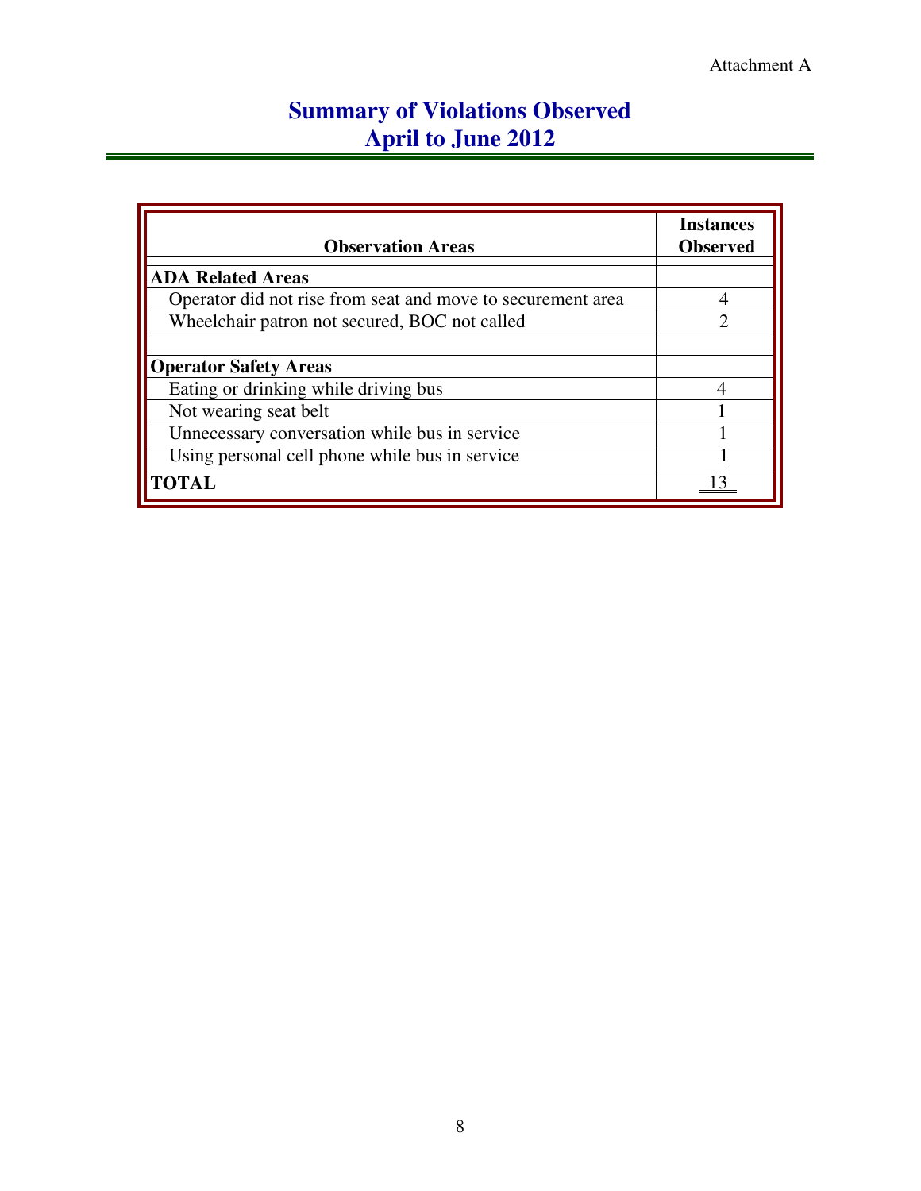Attachment A

# Summary of Violations Observed
## April to June 2012

| Observation Areas | Instances Observed |
|---|---|
| **ADA Related Areas** | |
| Operator did not rise from seat and move to securement area | 4 |
| Wheelchair patron not secured, BOC not called | 2 |
| | |
| **Operator Safety Areas** | |
| Eating or drinking while driving bus | 4 |
| Not wearing seat belt | 1 |
| Unnecessary conversation while bus in service | 1 |
| Using personal cell phone while bus in service | 1 |
| **TOTAL** | 13 |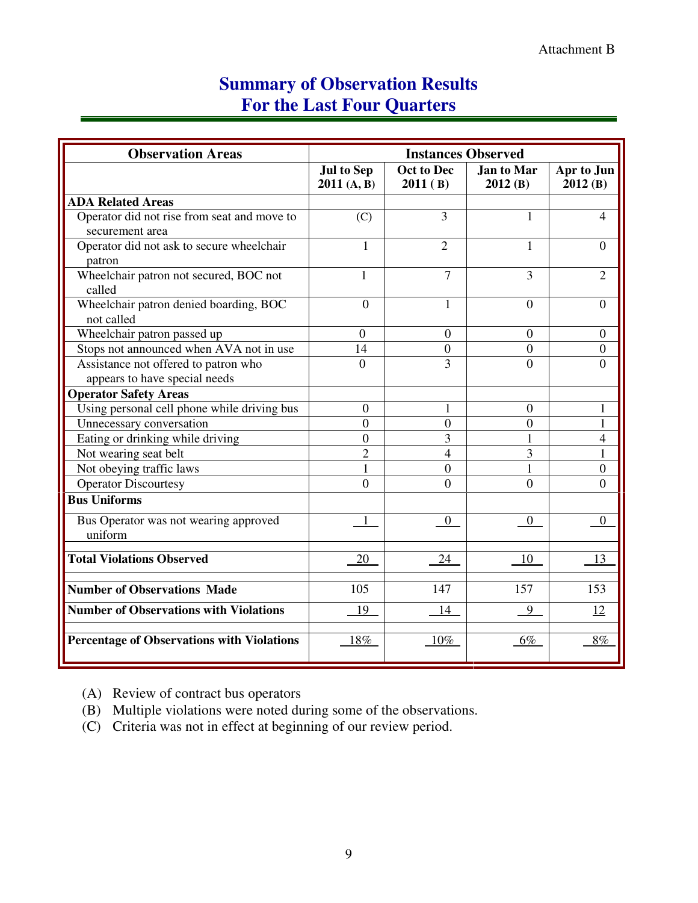Attachment B

# Summary of Observation Results
# For the Last Four Quarters

| Observation Areas | Instances Observed | | | |
|---|---|---|---|---|
| | Jul to Sep 2011 (A, B) | Oct to Dec 2011 ( B) | Jan to Mar 2012 (B) | Apr to Jun 2012 (B) |
| **ADA Related Areas** | | | | |
| Operator did not rise from seat and move to securement area | (C) | 3 | 1 | 4 |
| Operator did not ask to secure wheelchair patron | 1 | 2 | 1 | 0 |
| Wheelchair patron not secured, BOC not called | 1 | 7 | 3 | 2 |
| Wheelchair patron denied boarding, BOC not called | 0 | 1 | 0 | 0 |
| Wheelchair patron passed up | 0 | 0 | 0 | 0 |
| Stops not announced when AVA not in use | 14 | 0 | 0 | 0 |
| Assistance not offered to patron who appears to have special needs | 0 | 3 | 0 | 0 |
| **Operator Safety Areas** | | | | |
| Using personal cell phone while driving bus | 0 | 1 | 0 | 1 |
| Unnecessary conversation | 0 | 0 | 0 | 1 |
| Eating or drinking while driving | 0 | 3 | 1 | 4 |
| Not wearing seat belt | 2 | 4 | 3 | 1 |
| Not obeying traffic laws | 1 | 0 | 1 | 0 |
| Operator Discourtesy | 0 | 0 | 0 | 0 |
| **Bus Uniforms** | | | | |
| Bus Operator was not wearing approved uniform | 1 | 0 | 0 | 0 |
| **Total Violations Observed** | 20 | 24 | 10 | 13 |
| **Number of Observations Made** | 105 | 147 | 157 | 153 |
| **Number of Observations with Violations** | 19 | 14 | 9 | 12 |
| **Percentage of Observations with Violations** | 18% | 10% | 6% | 8% |

(A) Review of contract bus operators

(B) Multiple violations were noted during some of the observations.

(C) Criteria was not in effect at beginning of our review period.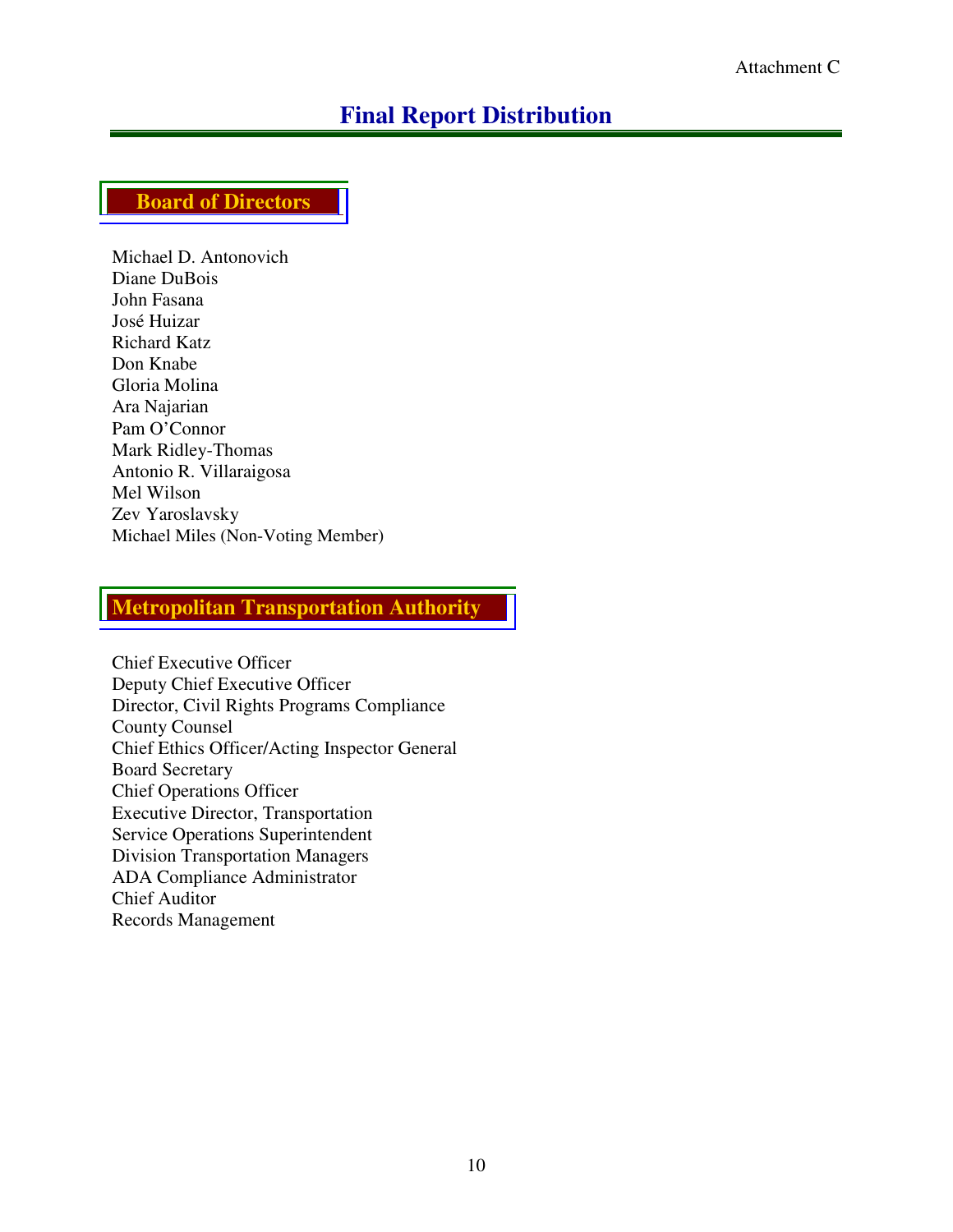Attachment C

# Final Report Distribution

## Board of Directors

Michael D. Antonovich
Diane DuBois
John Fasana
José Huizar
Richard Katz
Don Knabe
Gloria Molina
Ara Najarian
Pam O'Connor
Mark Ridley-Thomas
Antonio R. Villaraigosa
Mel Wilson
Zev Yaroslavsky
Michael Miles (Non-Voting Member)

## Metropolitan Transportation Authority

Chief Executive Officer
Deputy Chief Executive Officer
Director, Civil Rights Programs Compliance
County Counsel
Chief Ethics Officer/Acting Inspector General
Board Secretary
Chief Operations Officer
Executive Director, Transportation
Service Operations Superintendent
Division Transportation Managers
ADA Compliance Administrator
Chief Auditor
Records Management